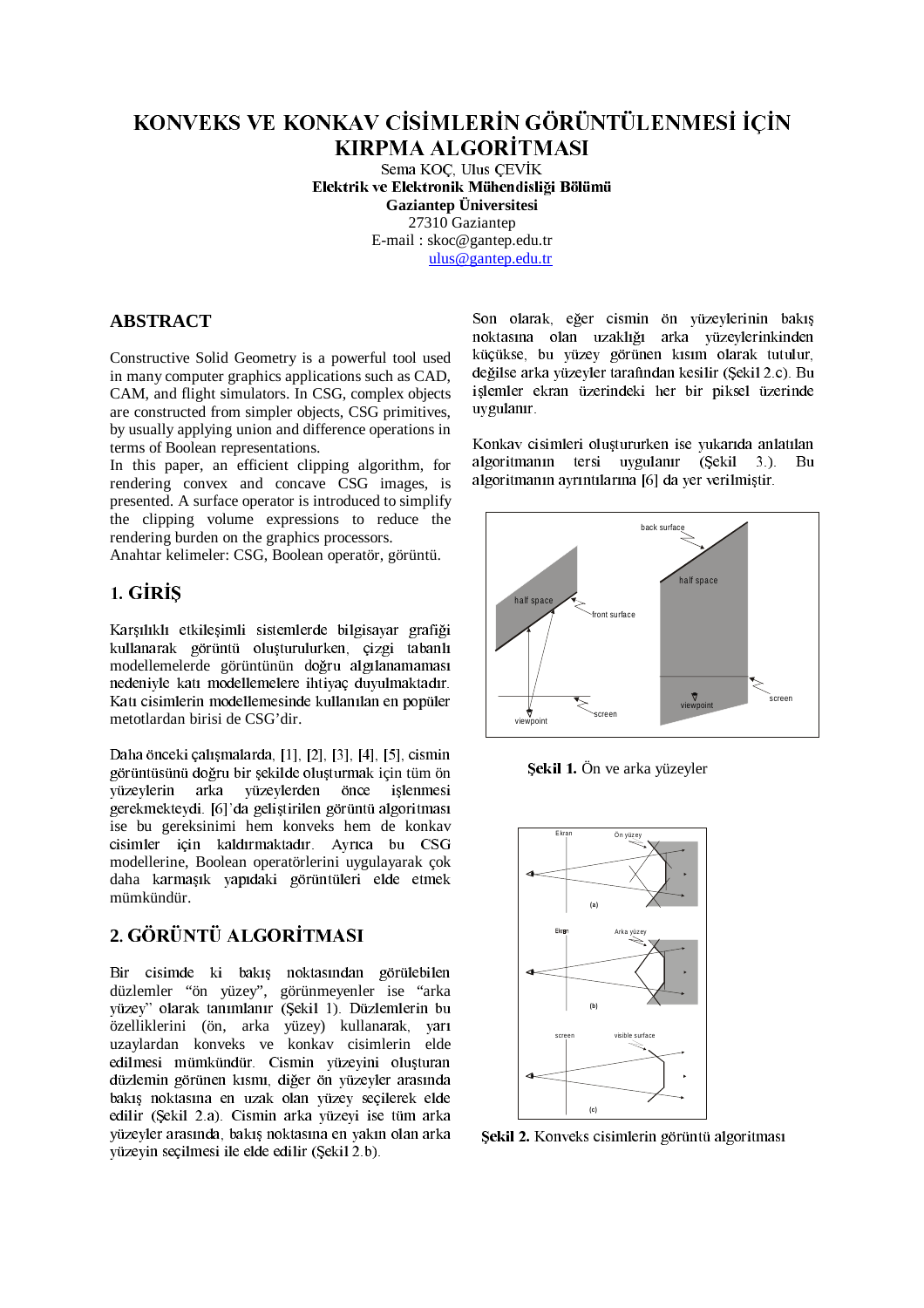# KONVEKS VE KONKAV CİSİMLERİN GÖRÜNTÜLENMESİ İÇİN KIRPMA ALGORİTMASI

Sema KOÇ, Ulus ÇEVİK
**Elektrik ve Elektronik Mühendisliği Bölümü**
**Gaziantep Üniversitesi**
27310 Gaziantep
E-mail : skoc@gantep.edu.tr
ulus@gantep.edu.tr

## ABSTRACT

Constructive Solid Geometry is a powerful tool used in many computer graphics applications such as CAD, CAM, and flight simulators. In CSG, complex objects are constructed from simpler objects, CSG primitives, by usually applying union and difference operations in terms of Boolean representations.
In this paper, an efficient clipping algorithm, for rendering convex and concave CSG images, is presented. A surface operator is introduced to simplify the clipping volume expressions to reduce the rendering burden on the graphics processors.
Anahtar kelimeler: CSG, Boolean operatör, görüntü.

## 1. GİRİŞ

Karşılıklı etkileşimli sistemlerde bilgisayar grafiği kullanarak görüntü oluşturulurken, çizgi tabanlı modellemelerde görüntünün doğru algılanamaması nedeniyle katı modellemelere ihtiyaç duyulmaktadır. Katı cisimlerin modellemesinde kullanılan en popüler metotlardan birisi de CSG'dir.

Daha önceki çalışmalarda, [1], [2], [3], [4], [5], cismin görüntüsünü doğru bir şekilde oluşturmak için tüm ön yüzeylerin arka yüzeylerden önce işlenmesi gerekmekteydi. [6]'da geliştirilen görüntü algoritması ise bu gereksinimi hem konveks hem de konkav cisimler için kaldırmaktadır. Ayrıca bu CSG modellerine, Boolean operatörlerini uygulayarak çok daha karmaşık yapıdaki görüntüleri elde etmek mümkündür.

## 2. GÖRÜNTÜ ALGORİTMASI

Bir cisimde ki bakış noktasından görülebilen düzlemler "ön yüzey", görünmeyenler ise "arka yüzey" olarak tanımlanır (Şekil 1). Düzlemlerin bu özelliklerini (ön, arka yüzey) kullanarak, yarı uzaylardan konveks ve konkav cisimlerin elde edilmesi mümkündür. Cismin yüzeyini oluşturan düzlemin görünen kısmı, diğer ön yüzeyler arasında bakış noktasına en uzak olan yüzey seçilerek elde edilir (Şekil 2.a). Cismin arka yüzeyi ise tüm arka yüzeyler arasında, bakış noktasına en yakın olan arka yüzeyin seçilmesi ile elde edilir (Şekil 2.b).

Son olarak, eğer cismin ön yüzeylerinin bakış noktasına olan uzaklığı arka yüzeylerinkinden küçükse, bu yüzey görünen kısım olarak tutulur, değilse arka yüzeyler tarafından kesilir (Şekil 2.c). Bu işlemler ekran üzerindeki her bir piksel üzerinde uygulanır.

Konkav cisimleri oluştururken ise yukarıda anlatılan algoritmanın tersi uygulanır (Şekil 3.). Bu algoritmanın ayrıntılarına [6] da yer verilmiştir.

**Şekil 1.** Ön ve arka yüzeyler

**Şekil 2.** Konveks cisimlerin görüntü algoritması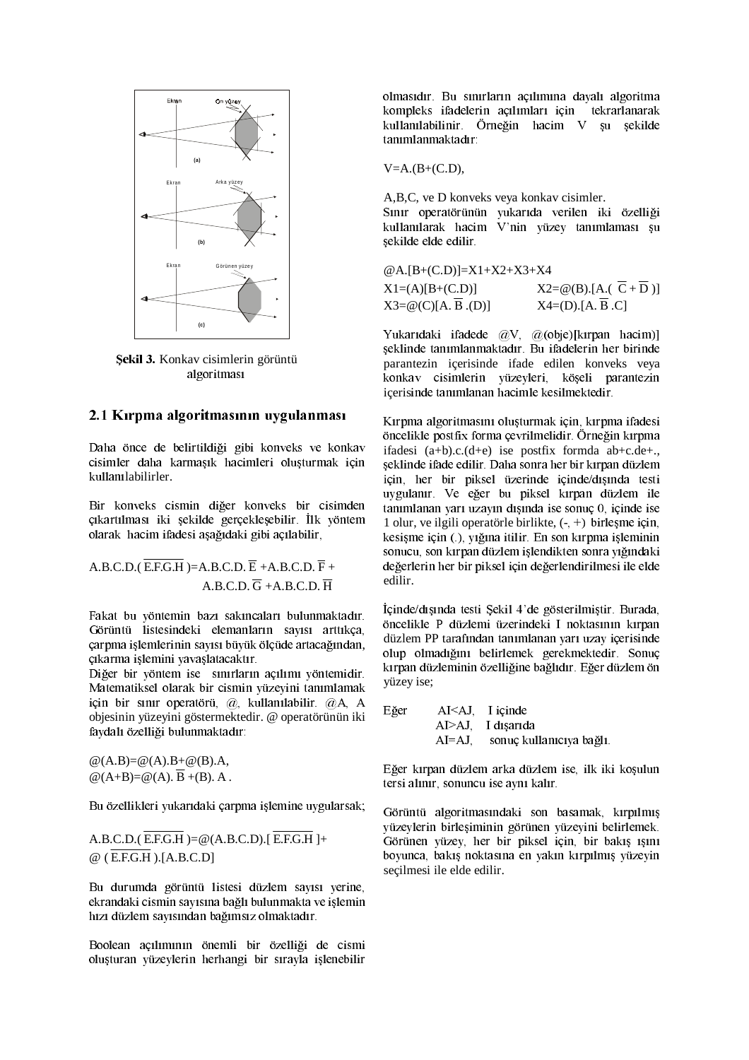Şekil 3. Konkav cisimlerin görüntü algoritması

## 2.1 Kırpma algoritmasının uygulanması

Daha önce de belirtildiği gibi konveks ve konkav cisimler daha karmaşık hacimleri oluşturmak için kullanılabilirler.

Bir konveks cismin diğer konveks bir cisimden çıkartılması iki şekilde gerçekleşebilir. İlk yöntem olarak hacim ifadesi aşağıdaki gibi açılabilir,

$$A.B.C.D.(\overline{E.F.G.H})=A.B.C.D.\overline{E}+A.B.C.D.\overline{F}+A.B.C.D.\overline{G}+A.B.C.D.\overline{H}$$

Fakat bu yöntemin bazı sakıncaları bulunmaktadır. Görüntü listesindeki elemanların sayısı arttıkça, çarpma işlemlerinin sayısı büyük ölçüde artacağından, çıkarma işlemini yavaşlatacaktır.
Diğer bir yöntem ise sınırların açılımı yöntemidir. Matematiksel olarak bir cismin yüzeyini tanımlamak için bir sınır operatörü, @, kullanılabilir. @A, A objesinin yüzeyini göstermektedir. @ operatörünün iki faydalı özelliği bulunmaktadır:

$$@(A.B)=@(A).B+@(B).A,$$
$$@(A+B)=@(A).\overline{B}+(B).A.$$

Bu özellikleri yukarıdaki çarpma işlemine uygularsak;

$$A.B.C.D.(\overline{E.F.G.H})=@(A.B.C.D).[\overline{E.F.G.H}]+@(\overline{E.F.G.H}).[A.B.C.D]$$

Bu durumda görüntü listesi düzlem sayısı yerine, ekrandaki cismin sayısına bağlı bulunmakta ve işlemin hızı düzlem sayısından bağımsız olmaktadır.

Boolean açılımının önemli bir özelliği de cismi oluşturan yüzeylerin herhangi bir sırayla işlenebilir olmasıdır. Bu sınırların açılımına dayalı algoritma kompleks ifadelerin açılımları için tekrarlanarak kullanılabilinir. Örneğin hacim V şu şekilde tanımlanmaktadır:

$$V=A.(B+(C.D),$$

A,B,C, ve D konveks veya konkav cisimler.
Sınır operatörünün yukarıda verilen iki özelliği kullanılarak hacim V'nin yüzey tanımlaması şu şekilde elde edilir.

$$@A.[B+(C.D)]=X1+X2+X3+X4$$

$$X1=(A)[B+(C.D)] \qquad X2=@(B).[A.(\overline{C}+\overline{D})]$$
$$X3=@(C)[A.\overline{B}.(D)] \qquad X4=(D).[A.\overline{B}.C]$$

Yukarıdaki ifadede @V, @(obje)[kırpan hacim)] şeklinde tanımlanmaktadır. Bu ifadelerin her birinde parantezin içerisinde ifade edilen konveks veya konkav cisimlerin yüzeyleri, köşeli parantezin içerisinde tanımlanan hacimle kesilmektedir.

Kırpma algoritmasını oluşturmak için, kırpma ifadesi öncelikle postfix forma çevrilmelidir. Örneğin kırpma ifadesi (a+b).c.(d+e) ise postfix formda ab+c.de+., şeklinde ifade edilir. Daha sonra her bir kırpan düzlem için, her bir piksel üzerinde içinde/dışında testi uygulanır. Ve eğer bu piksel kırpan düzlem ile tanımlanan yarı uzayın dışında ise sonuç 0, içinde ise 1 olur, ve ilgili operatörle birlikte, (-, +) birleşme için, kesişme için (.), yığına itilir. En son kırpma işleminin sonucu, son kırpan düzlem işlendikten sonra yığındaki değerlerin her bir piksel için değerlendirilmesi ile elde edilir.

İçinde/dışında testi Şekil 4'de gösterilmiştir. Burada, öncelikle P düzlemi üzerindeki I noktasının kırpan düzlem PP tarafından tanımlanan yarı uzay içerisinde olup olmadığını belirlemek gerekmektedir. Sonuç kırpan düzleminin özelliğine bağlıdır. Eğer düzlem ön yüzey ise;

Eğer AI<AJ, I içinde
AI>AJ, I dışarıda
AI=AJ, sonuç kullanıcıya bağlı.

Eğer kırpan düzlem arka düzlem ise, ilk iki koşulun tersi alınır, sonuncu ise aynı kalır.

Görüntü algoritmasındaki son basamak, kırpılmış yüzeylerin birleşiminin görünen yüzeyini belirlemek. Görünen yüzey, her bir piksel için, bir bakış ışını boyunca, bakış noktasına en yakın kırpılmış yüzeyin seçilmesi ile elde edilir.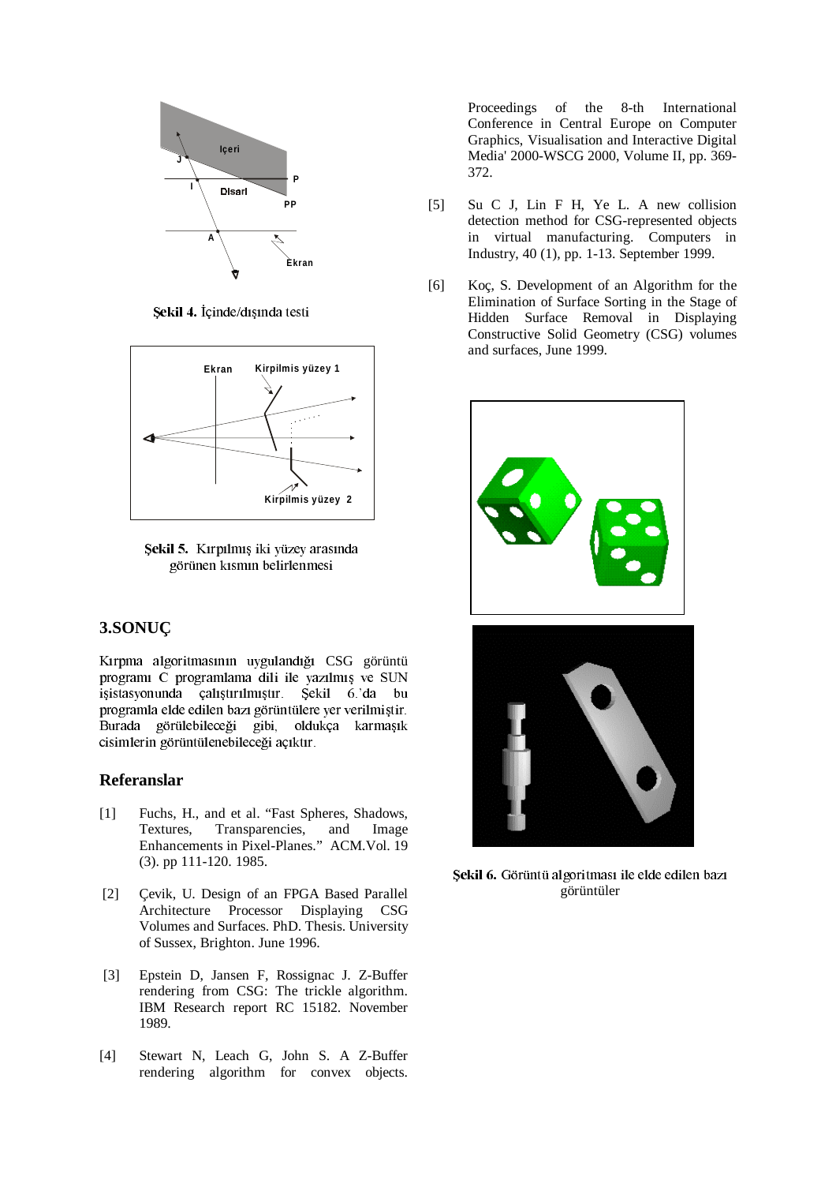Içeri

J

I

P

Disari

PP

A

Ekran

Şekil 4. İçinde/dışında testi

Ekran

Kirpilmis yüzey 1

Kirpilmis yüzey 2

Şekil 5. Kırpılmış iki yüzey arasında görünen kısmın belirlenmesi

## 3.SONUÇ

Kırpma algoritmasının uygulandığı CSG görüntü programı C programlama dili ile yazılmış ve SUN işistasyonunda çalıştırılmıştır. Şekil 6.'da bu programla elde edilen bazı görüntülere yer verilmiştir. Burada görülebileceği gibi, oldukça karmaşık cisimlerin görüntülenebileceği açıktır.

## Referanslar

[1] Fuchs, H., and et al. "Fast Spheres, Shadows, Textures, Transparencies, and Image Enhancements in Pixel-Planes." ACM.Vol. 19 (3). pp 111-120. 1985.

[2] Çevik, U. Design of an FPGA Based Parallel Architecture Processor Displaying CSG Volumes and Surfaces. PhD. Thesis. University of Sussex, Brighton. June 1996.

[3] Epstein D, Jansen F, Rossignac J. Z-Buffer rendering from CSG: The trickle algorithm. IBM Research report RC 15182. November 1989.

[4] Stewart N, Leach G, John S. A Z-Buffer rendering algorithm for convex objects. Proceedings of the 8-th International Conference in Central Europe on Computer Graphics, Visualisation and Interactive Digital Media' 2000-WSCG 2000, Volume II, pp. 369-372.

[5] Su C J, Lin F H, Ye L. A new collision detection method for CSG-represented objects in virtual manufacturing. Computers in Industry, 40 (1), pp. 1-13. September 1999.

[6] Koç, S. Development of an Algorithm for the Elimination of Surface Sorting in the Stage of Hidden Surface Removal in Displaying Constructive Solid Geometry (CSG) volumes and surfaces, June 1999.

Şekil 6. Görüntü algoritması ile elde edilen bazı görüntüler